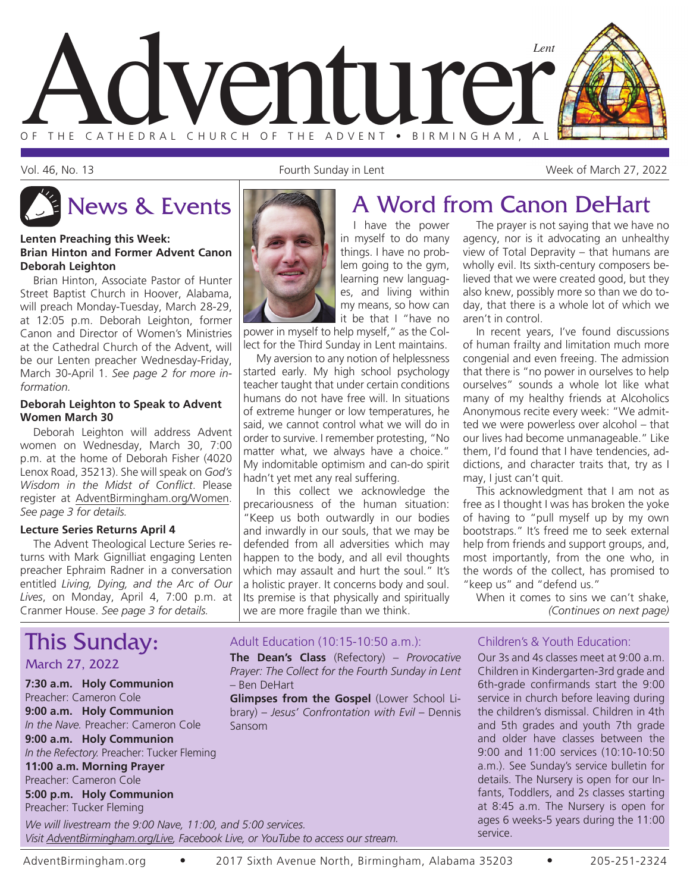# Adventurer

Lent

OF THE CATHEDRAL CHURCH OF THE ADVENT • BIRMINGHAM, AL

Vol. 46, No. 13 — Fourth Sunday in Lent — Week of March 27, 2022

## News & Events

**Lenten Preaching this Week: Brian Hinton and Former Advent Canon Deborah Leighton**

Brian Hinton, Associate Pastor of Hunter Street Baptist Church in Hoover, Alabama, will preach Monday-Tuesday, March 28-29, at 12:05 p.m. Deborah Leighton, former Canon and Director of Women's Ministries at the Cathedral Church of the Advent, will be our Lenten preacher Wednesday-Friday, March 30-April 1. *See page 2 for more information.*

**Deborah Leighton to Speak to Advent Women March 30**

Deborah Leighton will address Advent women on Wednesday, March 30, 7:00 p.m. at the home of Deborah Fisher (4020 Lenox Road, 35213). She will speak on *God's Wisdom in the Midst of Conflict*. Please register at AdventBirmingham.org/Women. *See page 3 for details.*

**Lecture Series Returns April 4**

The Advent Theological Lecture Series returns with Mark Gignilliat engaging Lenten preacher Ephraim Radner in a conversation entitled *Living, Dying, and the Arc of Our Lives*, on Monday, April 4, 7:00 p.m. at Cranmer House. *See page 3 for details.*

## A Word from Canon DeHart

I have the power in myself to do many things. I have no problem going to the gym, learning new languages, and living within my means, so how can it be that I "have no power in myself to help myself," as the Collect for the Third Sunday in Lent maintains.

My aversion to any notion of helplessness started early. My high school psychology teacher taught that under certain conditions humans do not have free will. In situations of extreme hunger or low temperatures, he said, we cannot control what we will do in order to survive. I remember protesting, "No matter what, we always have a choice." My indomitable optimism and can-do spirit hadn't yet met any real suffering.

In this collect we acknowledge the precariousness of the human situation: "Keep us both outwardly in our bodies and inwardly in our souls, that we may be defended from all adversities which may happen to the body, and all evil thoughts which may assault and hurt the soul." It's a holistic prayer. It concerns body and soul. Its premise is that physically and spiritually we are more fragile than we think.

The prayer is not saying that we have no agency, nor is it advocating an unhealthy view of Total Depravity – that humans are wholly evil. Its sixth-century composers believed that we were created good, but they also knew, possibly more so than we do today, that there is a whole lot of which we aren't in control.

In recent years, I've found discussions of human frailty and limitation much more congenial and even freeing. The admission that there is "no power in ourselves to help ourselves" sounds a whole lot like what many of my healthy friends at Alcoholics Anonymous recite every week: "We admitted we were powerless over alcohol – that our lives had become unmanageable." Like them, I'd found that I have tendencies, addictions, and character traits that, try as I may, I just can't quit.

This acknowledgment that I am not as free as I thought I was has broken the yoke of having to "pull myself up by my own bootstraps." It's freed me to seek external help from friends and support groups, and, most importantly, from the one who, in the words of the collect, has promised to "keep us" and "defend us."

When it comes to sins we can't shake, *(Continues on next page)*

## This Sunday:

### March 27, 2022

**7:30 a.m. Holy Communion**
Preacher: Cameron Cole

**9:00 a.m. Holy Communion**
*In the Nave.* Preacher: Cameron Cole

**9:00 a.m. Holy Communion**
*In the Refectory.* Preacher: Tucker Fleming

**11:00 a.m. Morning Prayer**
Preacher: Cameron Cole

**5:00 p.m. Holy Communion**
Preacher: Tucker Fleming

*We will livestream the 9:00 Nave, 11:00, and 5:00 services. Visit AdventBirmingham.org/Live, Facebook Live, or YouTube to access our stream.*

### Adult Education (10:15-10:50 a.m.):

**The Dean's Class** (Refectory) – *Provocative Prayer: The Collect for the Fourth Sunday in Lent* – Ben DeHart

**Glimpses from the Gospel** (Lower School Library) – *Jesus' Confrontation with Evil* – Dennis Sansom

### Children's & Youth Education:

Our 3s and 4s classes meet at 9:00 a.m. Children in Kindergarten-3rd grade and 6th-grade confirmands start the 9:00 service in church before leaving during the children's dismissal. Children in 4th and 5th grades and youth 7th grade and older have classes between the 9:00 and 11:00 services (10:10-10:50 a.m.). See Sunday's service bulletin for details. The Nursery is open for our Infants, Toddlers, and 2s classes starting at 8:45 a.m. The Nursery is open for ages 6 weeks-5 years during the 11:00 service.

AdventBirmingham.org • 2017 Sixth Avenue North, Birmingham, Alabama 35203 • 205-251-2324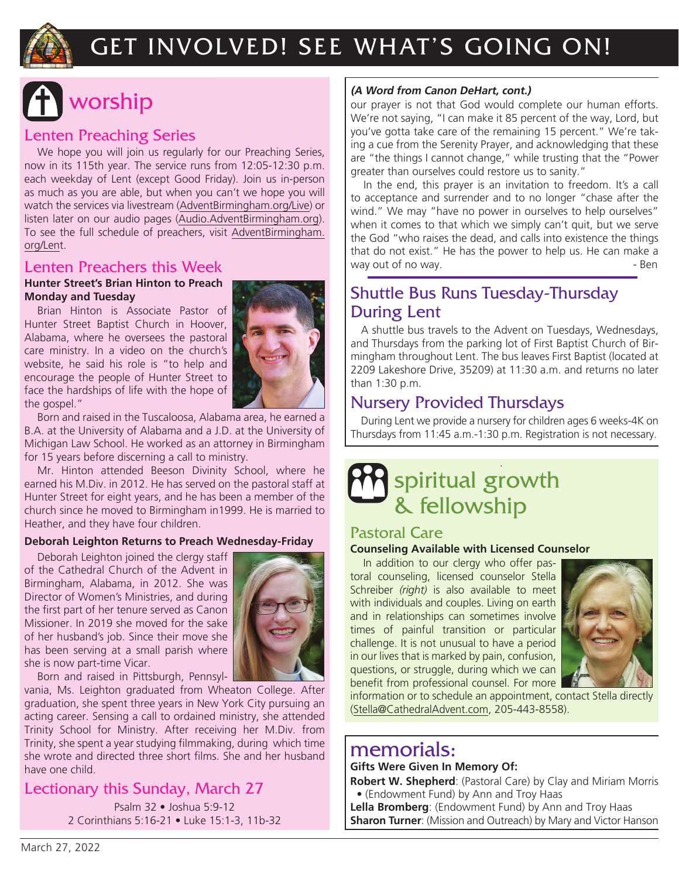# GET INVOLVED! SEE WHAT'S GOING ON!

## worship

### Lenten Preaching Series

We hope you will join us regularly for our Preaching Series, now in its 115th year. The service runs from 12:05-12:30 p.m. each weekday of Lent (except Good Friday). Join us in-person as much as you are able, but when you can't we hope you will watch the services via livestream (AdventBirmingham.org/Live) or listen later on our audio pages (Audio.AdventBirmingham.org). To see the full schedule of preachers, visit AdventBirmingham.org/Lent.

### Lenten Preachers this Week

**Hunter Street's Brian Hinton to Preach Monday and Tuesday**

Brian Hinton is Associate Pastor of Hunter Street Baptist Church in Hoover, Alabama, where he oversees the pastoral care ministry. In a video on the church's website, he said his role is "to help and encourage the people of Hunter Street to face the hardships of life with the hope of the gospel."

Born and raised in the Tuscaloosa, Alabama area, he earned a B.A. at the University of Alabama and a J.D. at the University of Michigan Law School. He worked as an attorney in Birmingham for 15 years before discerning a call to ministry.

Mr. Hinton attended Beeson Divinity School, where he earned his M.Div. in 2012. He has served on the pastoral staff at Hunter Street for eight years, and he has been a member of the church since he moved to Birmingham in1999. He is married to Heather, and they have four children.

**Deborah Leighton Returns to Preach Wednesday-Friday**

Deborah Leighton joined the clergy staff of the Cathedral Church of the Advent in Birmingham, Alabama, in 2012. She was Director of Women's Ministries, and during the first part of her tenure served as Canon Missioner. In 2019 she moved for the sake of her husband's job. Since their move she has been serving at a small parish where she is now part-time Vicar.

Born and raised in Pittsburgh, Pennsylvania, Ms. Leighton graduated from Wheaton College. After graduation, she spent three years in New York City pursuing an acting career. Sensing a call to ordained ministry, she attended Trinity School for Ministry. After receiving her M.Div. from Trinity, she spent a year studying filmmaking, during which time she wrote and directed three short films. She and her husband have one child.

### Lectionary this Sunday, March 27

Psalm 32 • Joshua 5:9-12
2 Corinthians 5:16-21 • Luke 15:1-3, 11b-32

***(A Word from Canon DeHart, cont.)***

our prayer is not that God would complete our human efforts. We're not saying, "I can make it 85 percent of the way, Lord, but you've gotta take care of the remaining 15 percent." We're taking a cue from the Serenity Prayer, and acknowledging that these are "the things I cannot change," while trusting that the "Power greater than ourselves could restore us to sanity."

In the end, this prayer is an invitation to freedom. It's a call to acceptance and surrender and to no longer "chase after the wind." We may "have no power in ourselves to help ourselves" when it comes to that which we simply can't quit, but we serve the God "who raises the dead, and calls into existence the things that do not exist." He has the power to help us. He can make a way out of no way. - Ben

### Shuttle Bus Runs Tuesday-Thursday During Lent

A shuttle bus travels to the Advent on Tuesdays, Wednesdays, and Thursdays from the parking lot of First Baptist Church of Birmingham throughout Lent. The bus leaves First Baptist (located at 2209 Lakeshore Drive, 35209) at 11:30 a.m. and returns no later than 1:30 p.m.

### Nursery Provided Thursdays

During Lent we provide a nursery for children ages 6 weeks-4K on Thursdays from 11:45 a.m.-1:30 p.m. Registration is not necessary.

## spiritual growth & fellowship

### Pastoral Care

**Counseling Available with Licensed Counselor**

In addition to our clergy who offer pastoral counseling, licensed counselor Stella Schreiber *(right)* is also available to meet with individuals and couples. Living on earth and in relationships can sometimes involve times of painful transition or particular challenge. It is not unusual to have a period in our lives that is marked by pain, confusion, questions, or struggle, during which we can benefit from professional counsel. For more information or to schedule an appointment, contact Stella directly (Stella@CathedralAdvent.com, 205-443-8558).

## memorials:

**Gifts Were Given In Memory Of:**

**Robert W. Shepherd**: (Pastoral Care) by Clay and Miriam Morris • (Endowment Fund) by Ann and Troy Haas

**Lella Bromberg**: (Endowment Fund) by Ann and Troy Haas

**Sharon Turner**: (Mission and Outreach) by Mary and Victor Hanson

March 27, 2022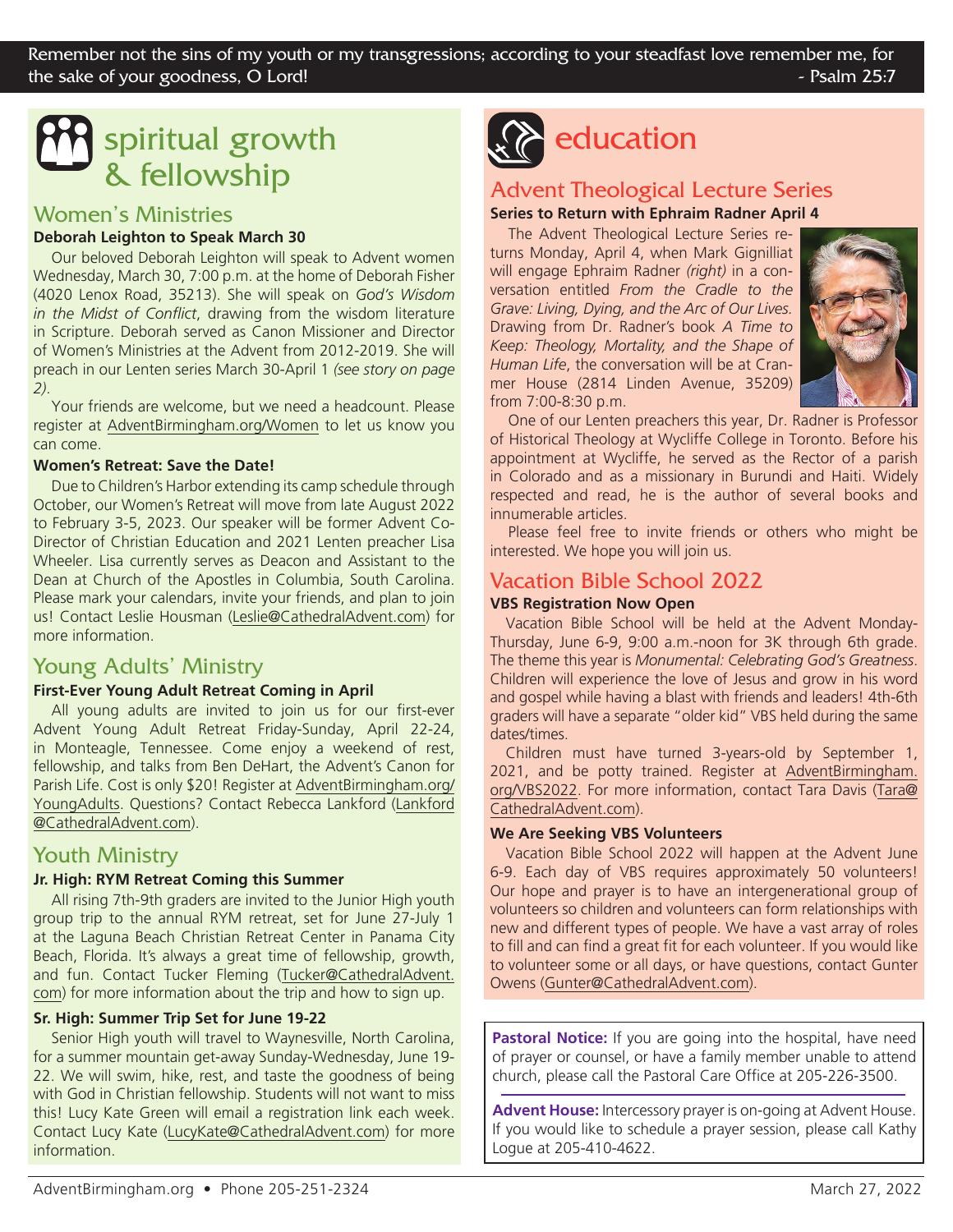Remember not the sins of my youth or my transgressions; according to your steadfast love remember me, for the sake of your goodness, O Lord! - Psalm 25:7

# spiritual growth & fellowship

## Women's Ministries

### Deborah Leighton to Speak March 30

Our beloved Deborah Leighton will speak to Advent women Wednesday, March 30, 7:00 p.m. at the home of Deborah Fisher (4020 Lenox Road, 35213). She will speak on *God's Wisdom in the Midst of Conflict*, drawing from the wisdom literature in Scripture. Deborah served as Canon Missioner and Director of Women's Ministries at the Advent from 2012-2019. She will preach in our Lenten series March 30-April 1 *(see story on page 2)*.

Your friends are welcome, but we need a headcount. Please register at AdventBirmingham.org/Women to let us know you can come.

### Women's Retreat: Save the Date!

Due to Children's Harbor extending its camp schedule through October, our Women's Retreat will move from late August 2022 to February 3-5, 2023. Our speaker will be former Advent Co-Director of Christian Education and 2021 Lenten preacher Lisa Wheeler. Lisa currently serves as Deacon and Assistant to the Dean at Church of the Apostles in Columbia, South Carolina. Please mark your calendars, invite your friends, and plan to join us! Contact Leslie Housman (Leslie@CathedralAdvent.com) for more information.

## Young Adults' Ministry

### First-Ever Young Adult Retreat Coming in April

All young adults are invited to join us for our first-ever Advent Young Adult Retreat Friday-Sunday, April 22-24, in Monteagle, Tennessee. Come enjoy a weekend of rest, fellowship, and talks from Ben DeHart, the Advent's Canon for Parish Life. Cost is only $20! Register at AdventBirmingham.org/YoungAdults. Questions? Contact Rebecca Lankford (Lankford@CathedralAdvent.com).

## Youth Ministry

### Jr. High: RYM Retreat Coming this Summer

All rising 7th-9th graders are invited to the Junior High youth group trip to the annual RYM retreat, set for June 27-July 1 at the Laguna Beach Christian Retreat Center in Panama City Beach, Florida. It's always a great time of fellowship, growth, and fun. Contact Tucker Fleming (Tucker@CathedralAdvent.com) for more information about the trip and how to sign up.

### Sr. High: Summer Trip Set for June 19-22

Senior High youth will travel to Waynesville, North Carolina, for a summer mountain get-away Sunday-Wednesday, June 19-22. We will swim, hike, rest, and taste the goodness of being with God in Christian fellowship. Students will not want to miss this! Lucy Kate Green will email a registration link each week. Contact Lucy Kate (LucyKate@CathedralAdvent.com) for more information.

# education

## Advent Theological Lecture Series

### Series to Return with Ephraim Radner April 4

The Advent Theological Lecture Series returns Monday, April 4, when Mark Gignilliat will engage Ephraim Radner *(right)* in a conversation entitled *From the Cradle to the Grave: Living, Dying, and the Arc of Our Lives.* Drawing from Dr. Radner's book *A Time to Keep: Theology, Mortality, and the Shape of Human Life*, the conversation will be at Cranmer House (2814 Linden Avenue, 35209) from 7:00-8:30 p.m.

One of our Lenten preachers this year, Dr. Radner is Professor of Historical Theology at Wycliffe College in Toronto. Before his appointment at Wycliffe, he served as the Rector of a parish in Colorado and as a missionary in Burundi and Haiti. Widely respected and read, he is the author of several books and innumerable articles.

Please feel free to invite friends or others who might be interested. We hope you will join us.

## Vacation Bible School 2022

### VBS Registration Now Open

Vacation Bible School will be held at the Advent Monday-Thursday, June 6-9, 9:00 a.m.-noon for 3K through 6th grade. The theme this year is *Monumental: Celebrating God's Greatness*. Children will experience the love of Jesus and grow in his word and gospel while having a blast with friends and leaders! 4th-6th graders will have a separate "older kid" VBS held during the same dates/times.

Children must have turned 3-years-old by September 1, 2021, and be potty trained. Register at AdventBirmingham.org/VBS2022. For more information, contact Tara Davis (Tara@CathedralAdvent.com).

### We Are Seeking VBS Volunteers

Vacation Bible School 2022 will happen at the Advent June 6-9. Each day of VBS requires approximately 50 volunteers! Our hope and prayer is to have an intergenerational group of volunteers so children and volunteers can form relationships with new and different types of people. We have a vast array of roles to fill and can find a great fit for each volunteer. If you would like to volunteer some or all days, or have questions, contact Gunter Owens (Gunter@CathedralAdvent.com).

**Pastoral Notice:** If you are going into the hospital, have need of prayer or counsel, or have a family member unable to attend church, please call the Pastoral Care Office at 205-226-3500.

**Advent House:** Intercessory prayer is on-going at Advent House. If you would like to schedule a prayer session, please call Kathy Logue at 205-410-4622.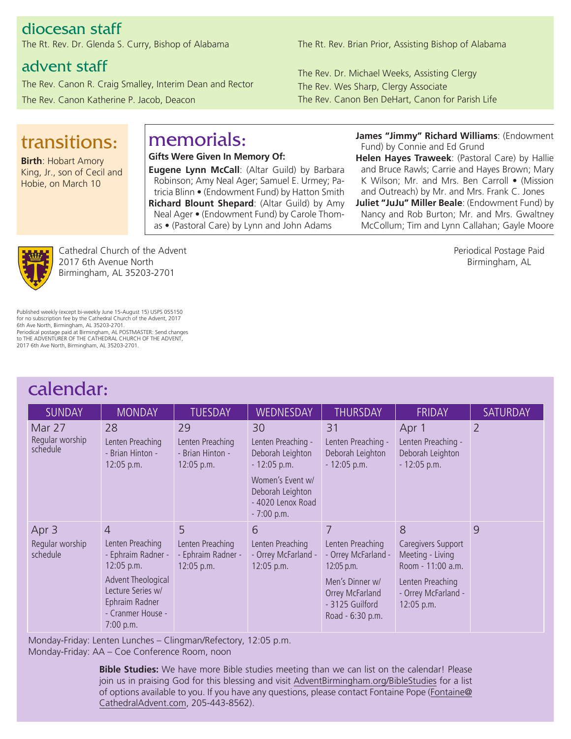## diocesan staff

The Rt. Rev. Dr. Glenda S. Curry, Bishop of Alabama

The Rt. Rev. Brian Prior, Assisting Bishop of Alabama

## advent staff

The Rev. Canon R. Craig Smalley, Interim Dean and Rector

The Rev. Canon Katherine P. Jacob, Deacon

The Rev. Dr. Michael Weeks, Assisting Clergy

The Rev. Wes Sharp, Clergy Associate

The Rev. Canon Ben DeHart, Canon for Parish Life

## transitions:

**Birth**: Hobart Amory King, Jr., son of Cecil and Hobie, on March 10

## memorials:

**Gifts Were Given In Memory Of:**

**Eugene Lynn McCall**: (Altar Guild) by Barbara Robinson; Amy Neal Ager; Samuel E. Urmey; Patricia Blinn • (Endowment Fund) by Hatton Smith

**Richard Blount Shepard**: (Altar Guild) by Amy Neal Ager • (Endowment Fund) by Carole Thomas • (Pastoral Care) by Lynn and John Adams

**James "Jimmy" Richard Williams**: (Endowment Fund) by Connie and Ed Grund

**Helen Hayes Traweek**: (Pastoral Care) by Hallie and Bruce Rawls; Carrie and Hayes Brown; Mary K Wilson; Mr. and Mrs. Ben Carroll • (Mission and Outreach) by Mr. and Mrs. Frank C. Jones

**Juliet "JuJu" Miller Beale**: (Endowment Fund) by Nancy and Rob Burton; Mr. and Mrs. Gwaltney McCollum; Tim and Lynn Callahan; Gayle Moore

Cathedral Church of the Advent
2017 6th Avenue North
Birmingham, AL 35203-2701

Periodical Postage Paid
Birmingham, AL

Published weekly (except bi-weekly June 15-August 15) USPS 055150 for no subscription fee by the Cathedral Church of the Advent, 2017 6th Ave North, Birmingham, AL 35203-2701.
Periodical postage paid at Birmingham, AL POSTMASTER: Send changes to THE ADVENTURER OF THE CATHEDRAL CHURCH OF THE ADVENT, 2017 6th Ave North, Birmingham, AL 35203-2701.

## calendar:

| SUNDAY | MONDAY | TUESDAY | WEDNESDAY | THURSDAY | FRIDAY | SATURDAY |
|---|---|---|---|---|---|---|
| Mar 27<br>Regular worship schedule | 28<br>Lenten Preaching - Brian Hinton - 12:05 p.m. | 29<br>Lenten Preaching - Brian Hinton - 12:05 p.m. | 30<br>Lenten Preaching - Deborah Leighton - 12:05 p.m.<br>Women's Event w/ Deborah Leighton - 4020 Lenox Road - 7:00 p.m. | 31<br>Lenten Preaching - Deborah Leighton - 12:05 p.m. | Apr 1<br>Lenten Preaching - Deborah Leighton - 12:05 p.m. | 2 |
| Apr 3<br>Regular worship schedule | 4<br>Lenten Preaching - Ephraim Radner - 12:05 p.m.<br>Advent Theological Lecture Series w/ Ephraim Radner - Cranmer House - 7:00 p.m. | 5<br>Lenten Preaching - Ephraim Radner - 12:05 p.m. | 6<br>Lenten Preaching - Orrey McFarland - 12:05 p.m. | 7<br>Lenten Preaching - Orrey McFarland - 12:05 p.m.<br>Men's Dinner w/ Orrey McFarland - 3125 Guilford Road - 6:30 p.m. | 8<br>Caregivers Support Meeting - Living Room - 11:00 a.m.<br>Lenten Preaching - Orrey McFarland - 12:05 p.m. | 9 |

Monday-Friday: Lenten Lunches – Clingman/Refectory, 12:05 p.m.
Monday-Friday: AA – Coe Conference Room, noon

**Bible Studies:** We have more Bible studies meeting than we can list on the calendar! Please join us in praising God for this blessing and visit AdventBirmingham.org/BibleStudies for a list of options available to you. If you have any questions, please contact Fontaine Pope (Fontaine@CathedralAdvent.com, 205-443-8562).